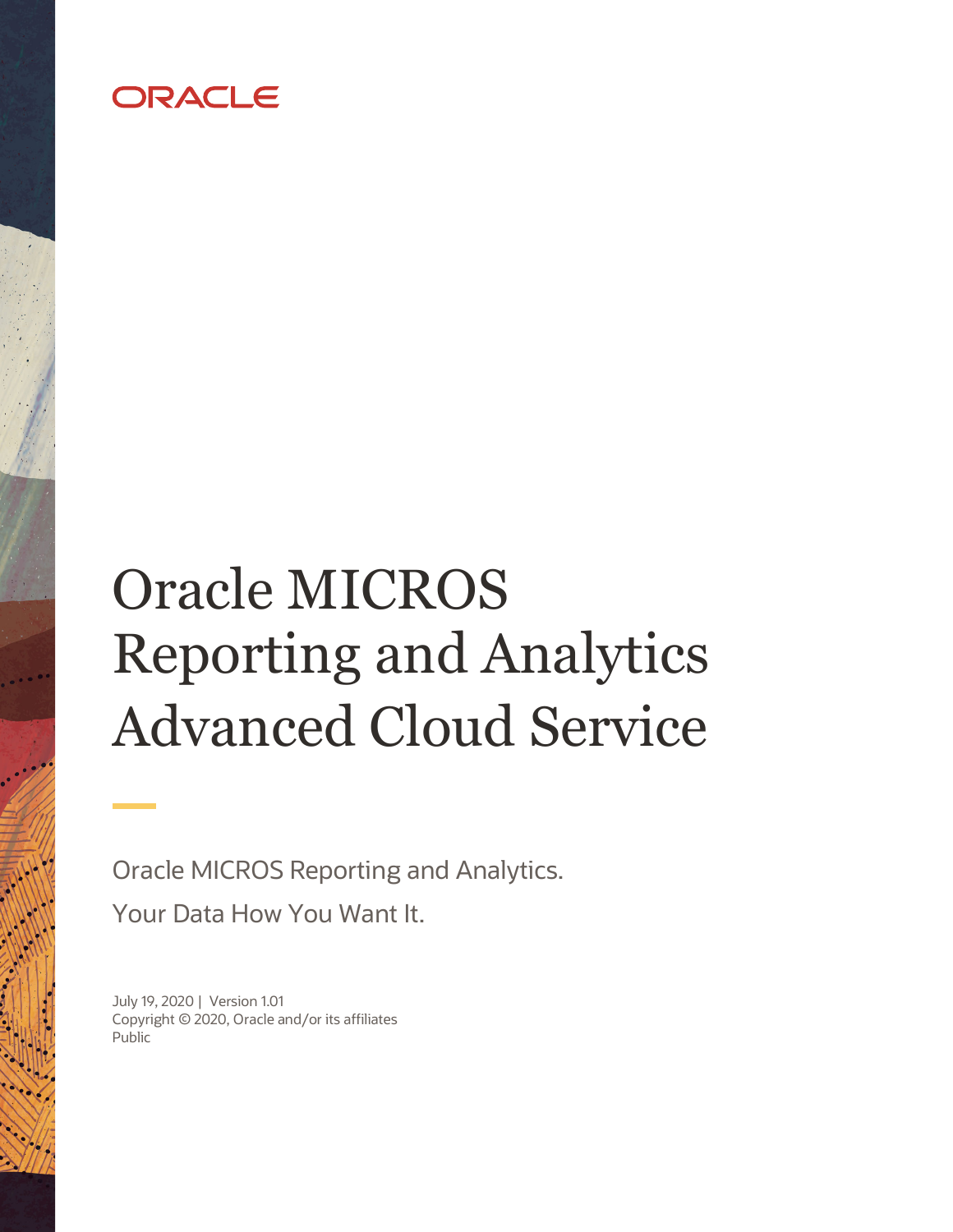ORACLE

# Oracle MICROS Reporting and Analytics Advanced Cloud Service

Oracle MICROS Reporting and Analytics.

Your Data How You Want It.

July 19, 2020 | Version 1.01
Copyright © 2020, Oracle and/or its affiliates
Public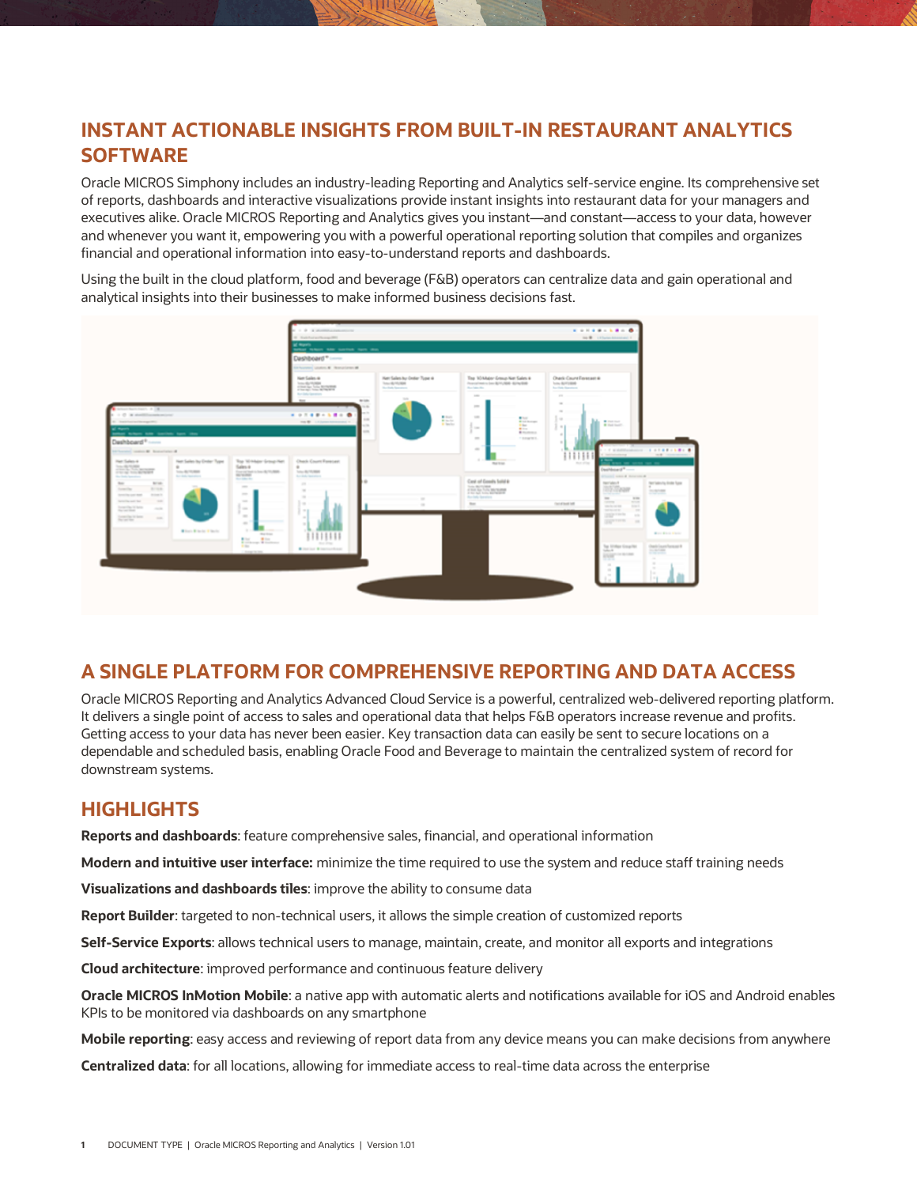## INSTANT ACTIONABLE INSIGHTS FROM BUILT-IN RESTAURANT ANALYTICS SOFTWARE

Oracle MICROS Simphony includes an industry-leading Reporting and Analytics self-service engine. Its comprehensive set of reports, dashboards and interactive visualizations provide instant insights into restaurant data for your managers and executives alike. Oracle MICROS Reporting and Analytics gives you instant—and constant—access to your data, however and whenever you want it, empowering you with a powerful operational reporting solution that compiles and organizes financial and operational information into easy-to-understand reports and dashboards.

Using the built in the cloud platform, food and beverage (F&B) operators can centralize data and gain operational and analytical insights into their businesses to make informed business decisions fast.

## A SINGLE PLATFORM FOR COMPREHENSIVE REPORTING AND DATA ACCESS

Oracle MICROS Reporting and Analytics Advanced Cloud Service is a powerful, centralized web-delivered reporting platform. It delivers a single point of access to sales and operational data that helps F&B operators increase revenue and profits. Getting access to your data has never been easier. Key transaction data can easily be sent to secure locations on a dependable and scheduled basis, enabling Oracle Food and Beverage to maintain the centralized system of record for downstream systems.

## HIGHLIGHTS

**Reports and dashboards**: feature comprehensive sales, financial, and operational information

**Modern and intuitive user interface:** minimize the time required to use the system and reduce staff training needs

**Visualizations and dashboards tiles**: improve the ability to consume data

**Report Builder**: targeted to non-technical users, it allows the simple creation of customized reports

**Self-Service Exports**: allows technical users to manage, maintain, create, and monitor all exports and integrations

**Cloud architecture**: improved performance and continuous feature delivery

**Oracle MICROS InMotion Mobile**: a native app with automatic alerts and notifications available for iOS and Android enables KPIs to be monitored via dashboards on any smartphone

**Mobile reporting**: easy access and reviewing of report data from any device means you can make decisions from anywhere

**Centralized data**: for all locations, allowing for immediate access to real-time data across the enterprise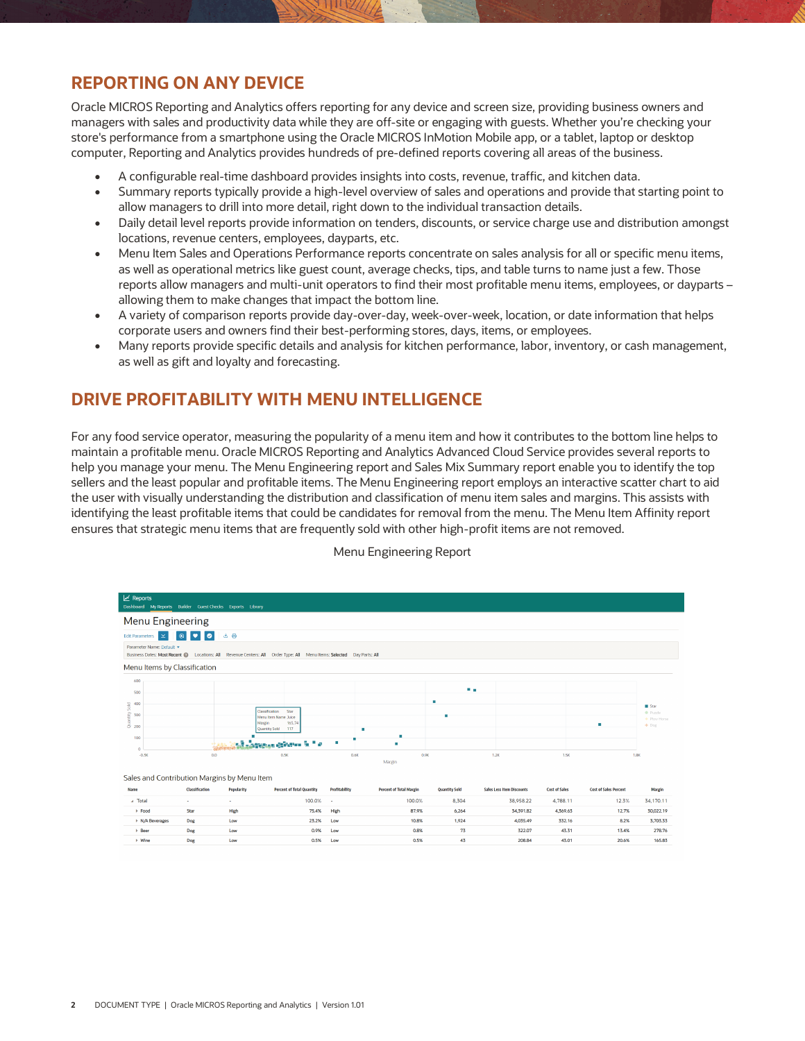## REPORTING ON ANY DEVICE

Oracle MICROS Reporting and Analytics offers reporting for any device and screen size, providing business owners and managers with sales and productivity data while they are off-site or engaging with guests. Whether you're checking your store's performance from a smartphone using the Oracle MICROS InMotion Mobile app, or a tablet, laptop or desktop computer, Reporting and Analytics provides hundreds of pre-defined reports covering all areas of the business.

- A configurable real-time dashboard provides insights into costs, revenue, traffic, and kitchen data.
- Summary reports typically provide a high-level overview of sales and operations and provide that starting point to allow managers to drill into more detail, right down to the individual transaction details.
- Daily detail level reports provide information on tenders, discounts, or service charge use and distribution amongst locations, revenue centers, employees, dayparts, etc.
- Menu Item Sales and Operations Performance reports concentrate on sales analysis for all or specific menu items, as well as operational metrics like guest count, average checks, tips, and table turns to name just a few. Those reports allow managers and multi-unit operators to find their most profitable menu items, employees, or dayparts – allowing them to make changes that impact the bottom line.
- A variety of comparison reports provide day-over-day, week-over-week, location, or date information that helps corporate users and owners find their best-performing stores, days, items, or employees.
- Many reports provide specific details and analysis for kitchen performance, labor, inventory, or cash management, as well as gift and loyalty and forecasting.

## DRIVE PROFITABILITY WITH MENU INTELLIGENCE

For any food service operator, measuring the popularity of a menu item and how it contributes to the bottom line helps to maintain a profitable menu. Oracle MICROS Reporting and Analytics Advanced Cloud Service provides several reports to help you manage your menu. The Menu Engineering report and Sales Mix Summary report enable you to identify the top sellers and the least popular and profitable items. The Menu Engineering report employs an interactive scatter chart to aid the user with visually understanding the distribution and classification of menu item sales and margins. This assists with identifying the least profitable items that could be candidates for removal from the menu. The Menu Item Affinity report ensures that strategic menu items that are frequently sold with other high-profit items are not removed.

Menu Engineering Report

Menu Engineering

Menu Items by Classification

Sales and Contribution Margins by Menu Item

| Name | Classification | Popularity | Percent of Total Quantity | Profitability | Percent of Total Margin | Quantity Sold | Sales Less Item Discounts | Cost of Sales | Cost of Sales Percent | Margin |
|---|---|---|---|---|---|---|---|---|---|---|
| Total | - | - | 100.0% | - | 100.0% | 8,304 | 38,958.22 | 4,788.11 | 12.3% | 34,170.11 |
| Food | Star | High | 75.4% | High | 87.9% | 6,264 | 34,391.82 | 4,369.63 | 12.7% | 30,022.19 |
| N/A Beverages | Dog | Low | 23.2% | Low | 10.8% | 1,924 | 4,035.49 | 332.16 | 8.2% | 3,703.33 |
| Beer | Dog | Low | 0.9% | Low | 0.8% | 73 | 322.07 | 43.31 | 13.4% | 278.76 |
| Wine | Dog | Low | 0.5% | Low | 0.5% | 43 | 208.84 | 43.01 | 20.6% | 165.83 |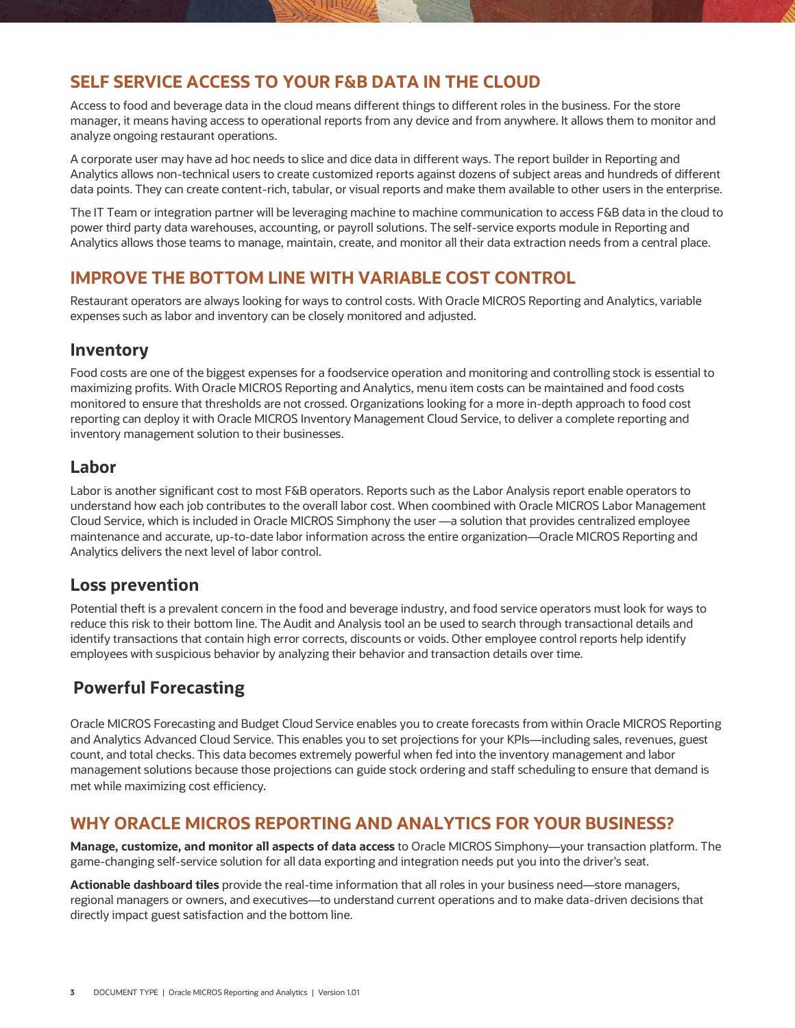## SELF SERVICE ACCESS TO YOUR F&B DATA IN THE CLOUD

Access to food and beverage data in the cloud means different things to different roles in the business. For the store manager, it means having access to operational reports from any device and from anywhere. It allows them to monitor and analyze ongoing restaurant operations.

A corporate user may have ad hoc needs to slice and dice data in different ways. The report builder in Reporting and Analytics allows non-technical users to create customized reports against dozens of subject areas and hundreds of different data points. They can create content-rich, tabular, or visual reports and make them available to other users in the enterprise.

The IT Team or integration partner will be leveraging machine to machine communication to access F&B data in the cloud to power third party data warehouses, accounting, or payroll solutions. The self-service exports module in Reporting and Analytics allows those teams to manage, maintain, create, and monitor all their data extraction needs from a central place.

## IMPROVE THE BOTTOM LINE WITH VARIABLE COST CONTROL

Restaurant operators are always looking for ways to control costs. With Oracle MICROS Reporting and Analytics, variable expenses such as labor and inventory can be closely monitored and adjusted.

### Inventory

Food costs are one of the biggest expenses for a foodservice operation and monitoring and controlling stock is essential to maximizing profits. With Oracle MICROS Reporting and Analytics, menu item costs can be maintained and food costs monitored to ensure that thresholds are not crossed. Organizations looking for a more in-depth approach to food cost reporting can deploy it with Oracle MICROS Inventory Management Cloud Service, to deliver a complete reporting and inventory management solution to their businesses.

### Labor

Labor is another significant cost to most F&B operators. Reports such as the Labor Analysis report enable operators to understand how each job contributes to the overall labor cost. When coombined with Oracle MICROS Labor Management Cloud Service, which is included in Oracle MICROS Simphony the user —a solution that provides centralized employee maintenance and accurate, up-to-date labor information across the entire organization—Oracle MICROS Reporting and Analytics delivers the next level of labor control.

### Loss prevention

Potential theft is a prevalent concern in the food and beverage industry, and food service operators must look for ways to reduce this risk to their bottom line. The Audit and Analysis tool an be used to search through transactional details and identify transactions that contain high error corrects, discounts or voids. Other employee control reports help identify employees with suspicious behavior by analyzing their behavior and transaction details over time.

### Powerful Forecasting

Oracle MICROS Forecasting and Budget Cloud Service enables you to create forecasts from within Oracle MICROS Reporting and Analytics Advanced Cloud Service. This enables you to set projections for your KPIs—including sales, revenues, guest count, and total checks. This data becomes extremely powerful when fed into the inventory management and labor management solutions because those projections can guide stock ordering and staff scheduling to ensure that demand is met while maximizing cost efficiency.

## WHY ORACLE MICROS REPORTING AND ANALYTICS FOR YOUR BUSINESS?

**Manage, customize, and monitor all aspects of data access** to Oracle MICROS Simphony—your transaction platform. The game-changing self-service solution for all data exporting and integration needs put you into the driver's seat.

**Actionable dashboard tiles** provide the real-time information that all roles in your business need—store managers, regional managers or owners, and executives—to understand current operations and to make data-driven decisions that directly impact guest satisfaction and the bottom line.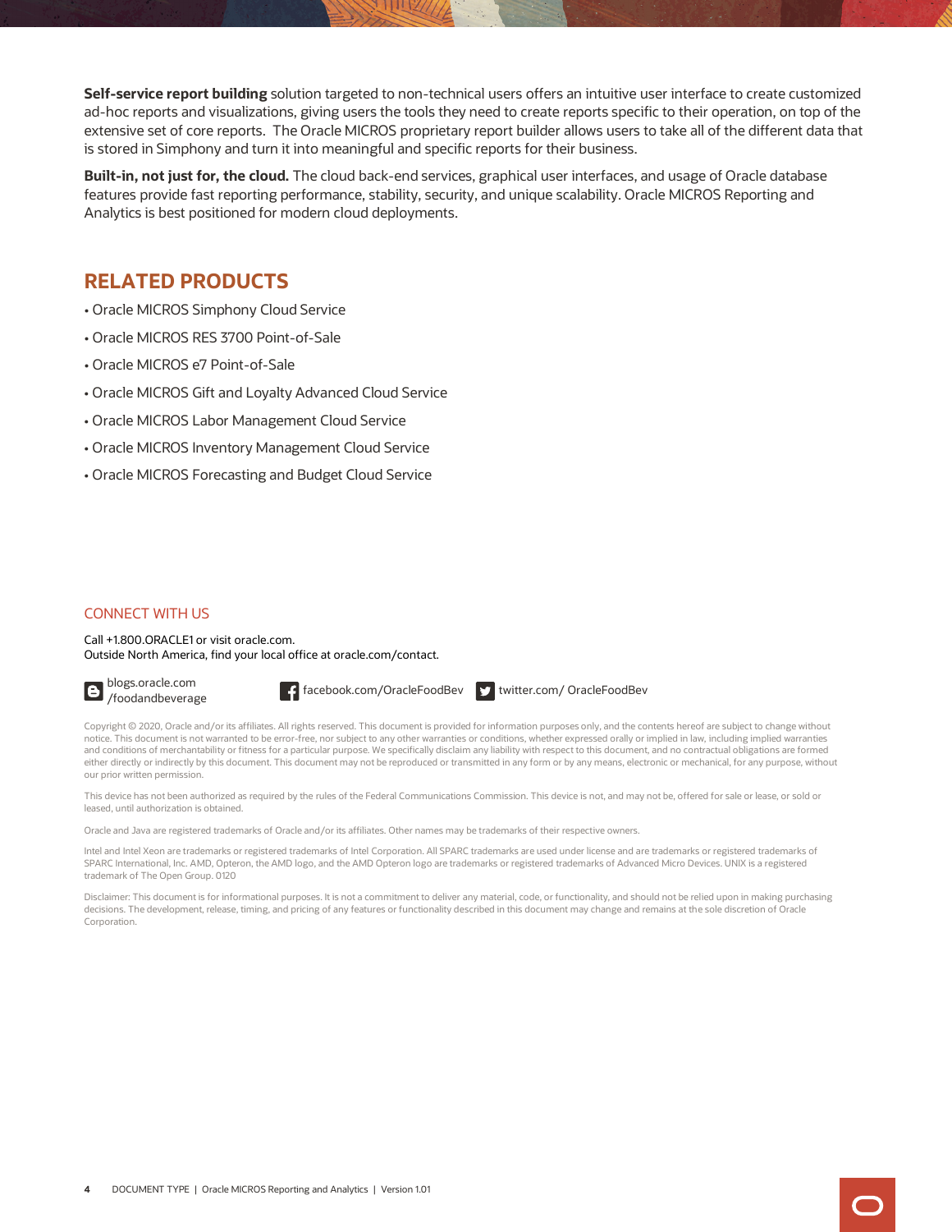**Self-service report building** solution targeted to non-technical users offers an intuitive user interface to create customized ad-hoc reports and visualizations, giving users the tools they need to create reports specific to their operation, on top of the extensive set of core reports. The Oracle MICROS proprietary report builder allows users to take all of the different data that is stored in Simphony and turn it into meaningful and specific reports for their business.

**Built-in, not just for, the cloud.** The cloud back-end services, graphical user interfaces, and usage of Oracle database features provide fast reporting performance, stability, security, and unique scalability. Oracle MICROS Reporting and Analytics is best positioned for modern cloud deployments.

## RELATED PRODUCTS

- Oracle MICROS Simphony Cloud Service
- Oracle MICROS RES 3700 Point-of-Sale
- Oracle MICROS e7 Point-of-Sale
- Oracle MICROS Gift and Loyalty Advanced Cloud Service
- Oracle MICROS Labor Management Cloud Service
- Oracle MICROS Inventory Management Cloud Service
- Oracle MICROS Forecasting and Budget Cloud Service

## CONNECT WITH US

Call +1.800.ORACLE1 or visit oracle.com.
Outside North America, find your local office at oracle.com/contact.

blogs.oracle.com/foodandbeverage    facebook.com/OracleFoodBev    twitter.com/ OracleFoodBev

Copyright © 2020, Oracle and/or its affiliates. All rights reserved. This document is provided for information purposes only, and the contents hereof are subject to change without notice. This document is not warranted to be error-free, nor subject to any other warranties or conditions, whether expressed orally or implied in law, including implied warranties and conditions of merchantability or fitness for a particular purpose. We specifically disclaim any liability with respect to this document, and no contractual obligations are formed either directly or indirectly by this document. This document may not be reproduced or transmitted in any form or by any means, electronic or mechanical, for any purpose, without our prior written permission.

This device has not been authorized as required by the rules of the Federal Communications Commission. This device is not, and may not be, offered for sale or lease, or sold or leased, until authorization is obtained.

Oracle and Java are registered trademarks of Oracle and/or its affiliates. Other names may be trademarks of their respective owners.

Intel and Intel Xeon are trademarks or registered trademarks of Intel Corporation. All SPARC trademarks are used under license and are trademarks or registered trademarks of SPARC International, Inc. AMD, Opteron, the AMD logo, and the AMD Opteron logo are trademarks or registered trademarks of Advanced Micro Devices. UNIX is a registered trademark of The Open Group. 0120

Disclaimer: This document is for informational purposes. It is not a commitment to deliver any material, code, or functionality, and should not be relied upon in making purchasing decisions. The development, release, timing, and pricing of any features or functionality described in this document may change and remains at the sole discretion of Oracle Corporation.